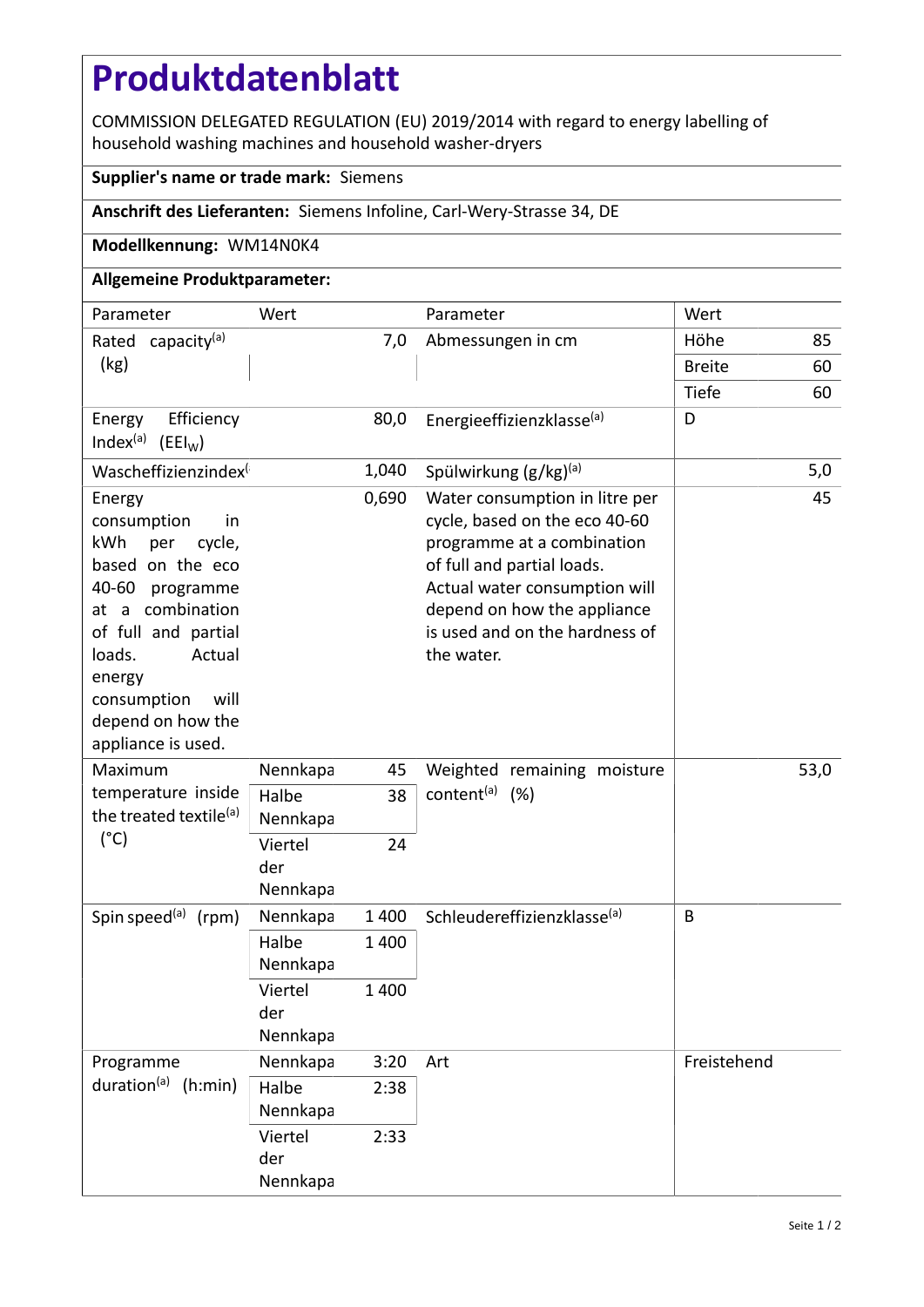# Produktdatenblatt

COMMISSION DELEGATED REGULATION (EU) 2019/2014 with regard to energy labelling of household washing machines and household washer-dryers

**Supplier's name or trade mark:** Siemens

**Anschrift des Lieferanten:** Siemens Infoline, Carl-Wery-Strasse 34, DE

**Modellkennung:** WM14N0K4

**Allgemeine Produktparameter:**

| Parameter | Wert | | Parameter | Wert | |
|---|---|---|---|---|---|
| Rated capacity[(a)] (kg) | | 7,0 | Abmessungen in cm | Höhe | 85 |
| | | | | Breite | 60 |
| | | | | Tiefe | 60 |
| Energy Efficiency Index[(a)] ($EEI_W$) | | 80,0 | Energieeffizienzklasse[(a)] | D | |
| Wascheffizienzindex[( | | 1,040 | Spülwirkung (g/kg)[(a)] | | 5,0 |
| Energy consumption in kWh per cycle, based on the eco 40-60 programme at a combination of full and partial loads. Actual energy consumption will depend on how the appliance is used. | | 0,690 | Water consumption in litre per cycle, based on the eco 40-60 programme at a combination of full and partial loads. Actual water consumption will depend on how the appliance is used and on the hardness of the water. | | 45 |
| Maximum temperature inside the treated textile[(a)] (°C) | Nennkapa | 45 | Weighted remaining moisture content[(a)] (%) | | 53,0 |
| | Halbe Nennkapa | 38 | | | |
| | Viertel der Nennkapa | 24 | | | |
| Spin speed[(a)] (rpm) | Nennkapa | 1 400 | Schleudereffizienzklasse[(a)] | B | |
| | Halbe Nennkapa | 1 400 | | | |
| | Viertel der Nennkapa | 1 400 | | | |
| Programme duration[(a)] (h:min) | Nennkapa | 3:20 | Art | Freistehend | |
| | Halbe Nennkapa | 2:38 | | | |
| | Viertel der Nennkapa | 2:33 | | | |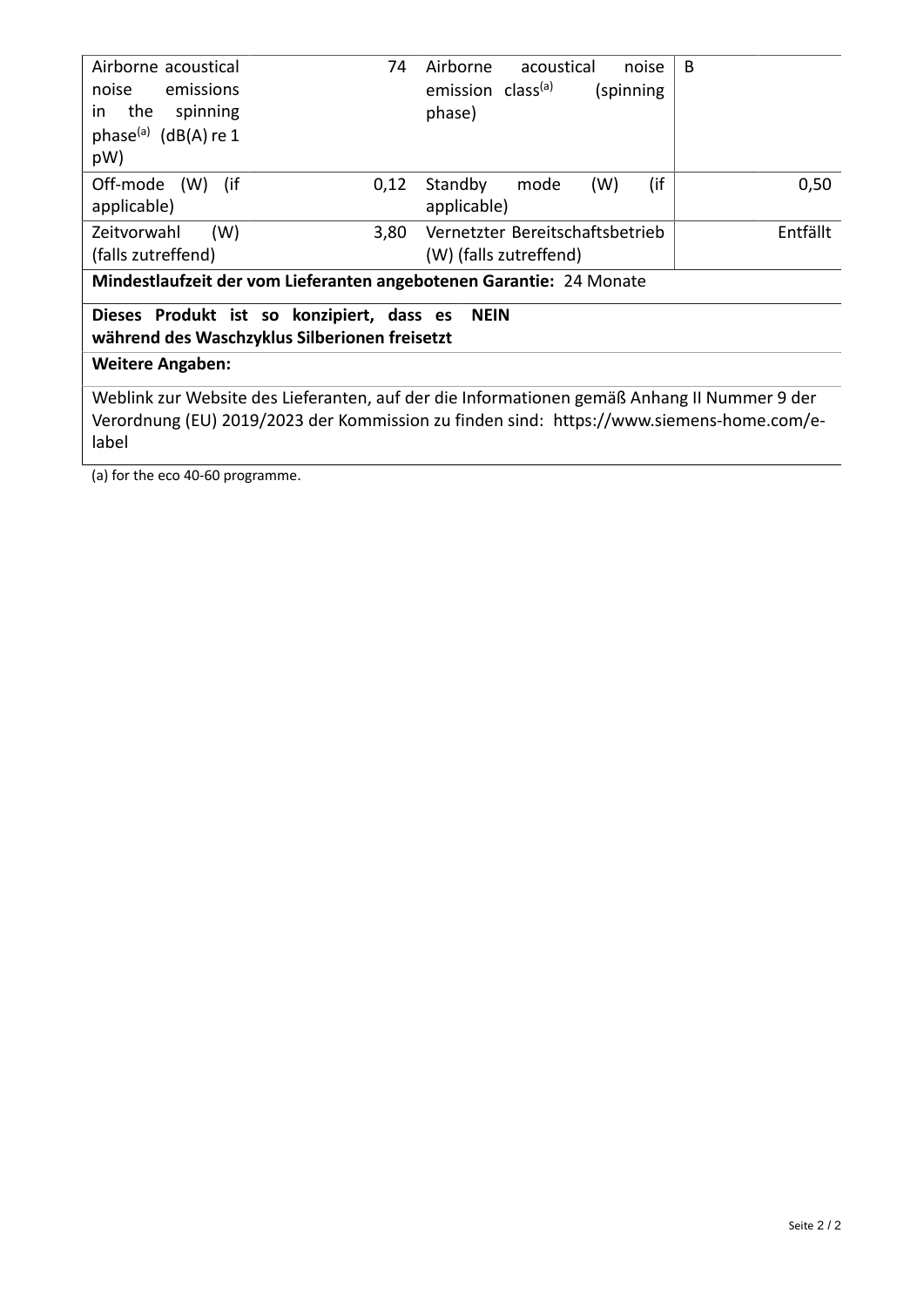| | | | |
|---|---|---|---|
| Airborne acoustical noise emissions in the spinning phase[(a)] (dB(A) re 1 pW) | 74 | Airborne acoustical noise emission class[(a)] (spinning phase) | B |
| Off-mode (W) (if applicable) | 0,12 | Standby mode (W) (if applicable) | 0,50 |
| Zeitvorwahl (W) (falls zutreffend) | 3,80 | Vernetzter Bereitschaftsbetrieb (W) (falls zutreffend) | Entfällt |
| **Mindestlaufzeit der vom Lieferanten angebotenen Garantie:** 24 Monate | | | |
| **Dieses Produkt ist so konzipiert, dass es während des Waschzyklus Silberionen freisetzt** | **NEIN** | | |
| **Weitere Angaben:** | | | |
| Weblink zur Website des Lieferanten, auf der die Informationen gemäß Anhang II Nummer 9 der Verordnung (EU) 2019/2023 der Kommission zu finden sind: https://www.siemens-home.com/e-label | | | |

(a) for the eco 40-60 programme.